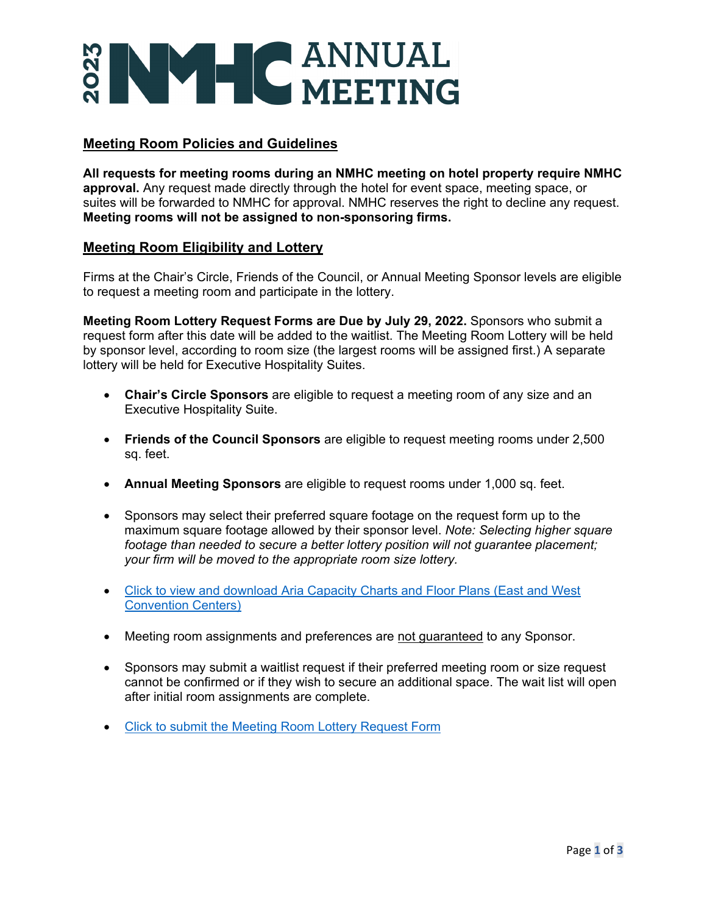# 2023 NMHC ANNUAL MEETING

## Meeting Room Policies and Guidelines

**All requests for meeting rooms during an NMHC meeting on hotel property require NMHC approval.** Any request made directly through the hotel for event space, meeting space, or suites will be forwarded to NMHC for approval. NMHC reserves the right to decline any request. **Meeting rooms will not be assigned to non-sponsoring firms.**

## Meeting Room Eligibility and Lottery

Firms at the Chair's Circle, Friends of the Council, or Annual Meeting Sponsor levels are eligible to request a meeting room and participate in the lottery.

**Meeting Room Lottery Request Forms are Due by July 29, 2022.** Sponsors who submit a request form after this date will be added to the waitlist. The Meeting Room Lottery will be held by sponsor level, according to room size (the largest rooms will be assigned first.) A separate lottery will be held for Executive Hospitality Suites.

- **Chair's Circle Sponsors** are eligible to request a meeting room of any size and an Executive Hospitality Suite.
- **Friends of the Council Sponsors** are eligible to request meeting rooms under 2,500 sq. feet.
- **Annual Meeting Sponsors** are eligible to request rooms under 1,000 sq. feet.
- Sponsors may select their preferred square footage on the request form up to the maximum square footage allowed by their sponsor level. *Note: Selecting higher square footage than needed to secure a better lottery position will not guarantee placement; your firm will be moved to the appropriate room size lottery.*
- Click to view and download Aria Capacity Charts and Floor Plans (East and West Convention Centers)
- Meeting room assignments and preferences are not guaranteed to any Sponsor.
- Sponsors may submit a waitlist request if their preferred meeting room or size request cannot be confirmed or if they wish to secure an additional space. The wait list will open after initial room assignments are complete.
- Click to submit the Meeting Room Lottery Request Form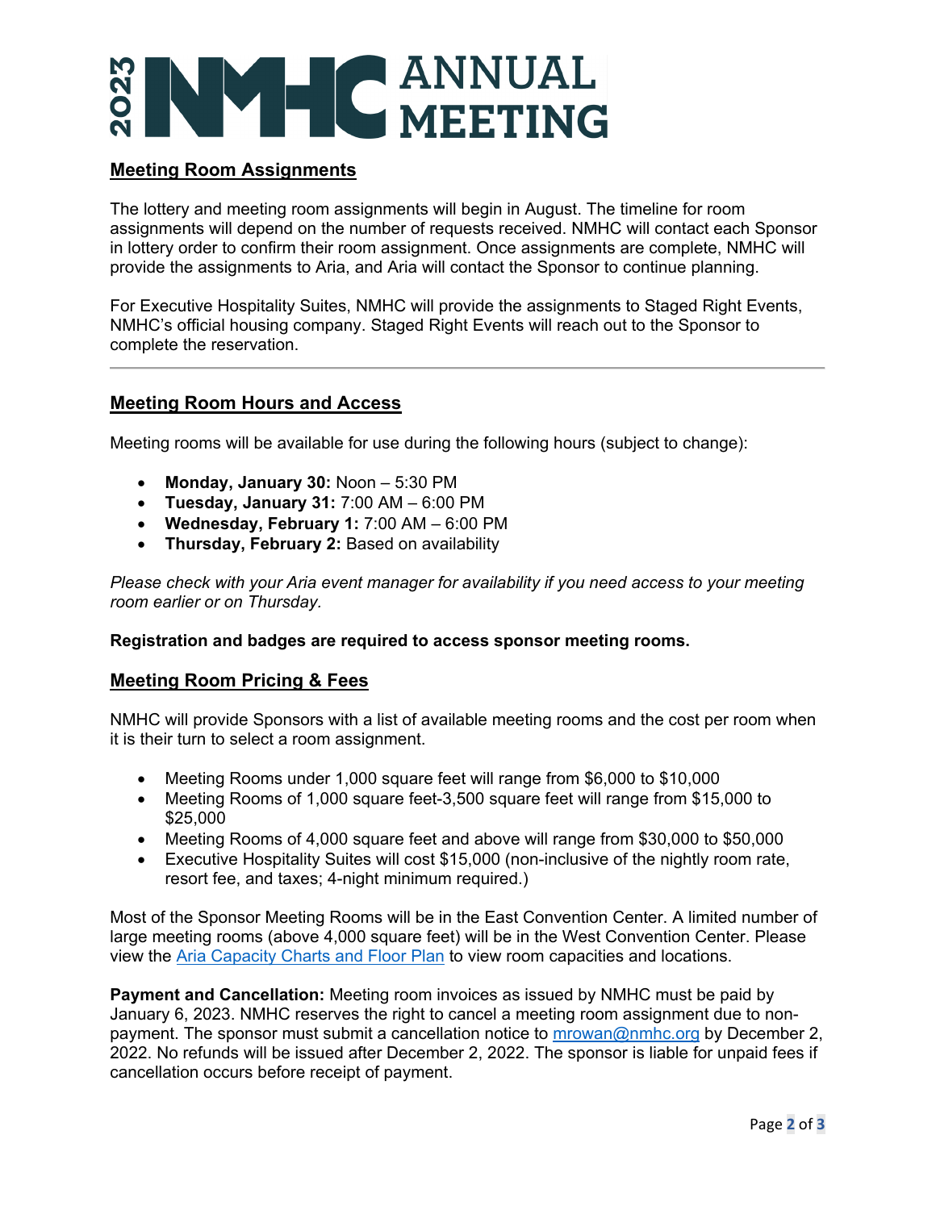# 2023 NMHC ANNUAL MEETING

## Meeting Room Assignments

The lottery and meeting room assignments will begin in August. The timeline for room assignments will depend on the number of requests received. NMHC will contact each Sponsor in lottery order to confirm their room assignment. Once assignments are complete, NMHC will provide the assignments to Aria, and Aria will contact the Sponsor to continue planning.

For Executive Hospitality Suites, NMHC will provide the assignments to Staged Right Events, NMHC's official housing company. Staged Right Events will reach out to the Sponsor to complete the reservation.

---

## Meeting Room Hours and Access

Meeting rooms will be available for use during the following hours (subject to change):

- **Monday, January 30:** Noon – 5:30 PM
- **Tuesday, January 31:** 7:00 AM – 6:00 PM
- **Wednesday, February 1:** 7:00 AM – 6:00 PM
- **Thursday, February 2:** Based on availability

*Please check with your Aria event manager for availability if you need access to your meeting room earlier or on Thursday.*

**Registration and badges are required to access sponsor meeting rooms.**

## Meeting Room Pricing & Fees

NMHC will provide Sponsors with a list of available meeting rooms and the cost per room when it is their turn to select a room assignment.

- Meeting Rooms under 1,000 square feet will range from $6,000 to $10,000
- Meeting Rooms of 1,000 square feet-3,500 square feet will range from $15,000 to $25,000
- Meeting Rooms of 4,000 square feet and above will range from $30,000 to $50,000
- Executive Hospitality Suites will cost $15,000 (non-inclusive of the nightly room rate, resort fee, and taxes; 4-night minimum required.)

Most of the Sponsor Meeting Rooms will be in the East Convention Center. A limited number of large meeting rooms (above 4,000 square feet) will be in the West Convention Center. Please view the [Aria Capacity Charts and Floor Plan] to view room capacities and locations.

**Payment and Cancellation:** Meeting room invoices as issued by NMHC must be paid by January 6, 2023. NMHC reserves the right to cancel a meeting room assignment due to non-payment. The sponsor must submit a cancellation notice to mrowan@nmhc.org by December 2, 2022. No refunds will be issued after December 2, 2022. The sponsor is liable for unpaid fees if cancellation occurs before receipt of payment.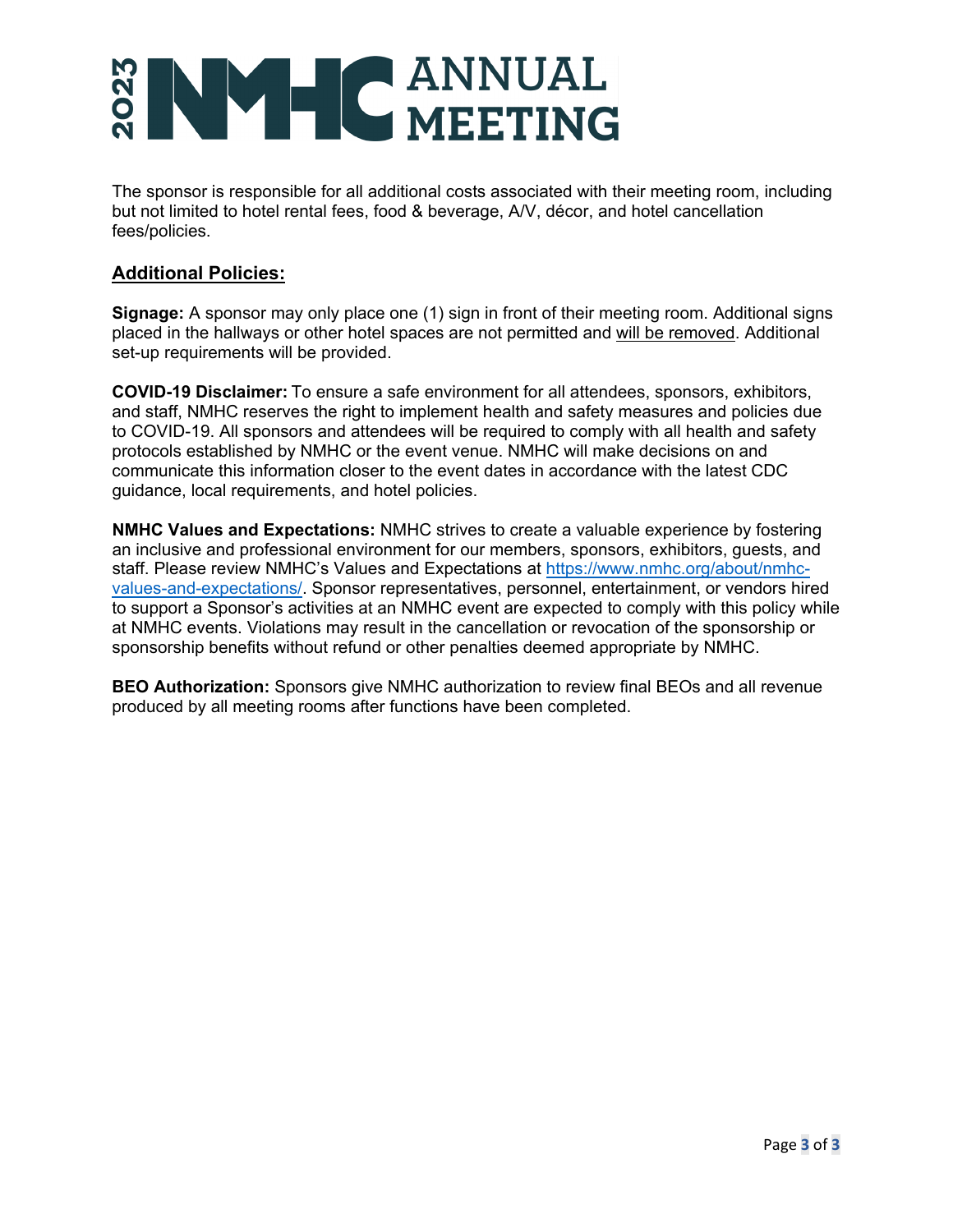The sponsor is responsible for all additional costs associated with their meeting room, including but not limited to hotel rental fees, food & beverage, A/V, décor, and hotel cancellation fees/policies.

## Additional Policies:

**Signage:** A sponsor may only place one (1) sign in front of their meeting room. Additional signs placed in the hallways or other hotel spaces are not permitted and will be removed. Additional set-up requirements will be provided.

**COVID-19 Disclaimer:** To ensure a safe environment for all attendees, sponsors, exhibitors, and staff, NMHC reserves the right to implement health and safety measures and policies due to COVID-19. All sponsors and attendees will be required to comply with all health and safety protocols established by NMHC or the event venue. NMHC will make decisions on and communicate this information closer to the event dates in accordance with the latest CDC guidance, local requirements, and hotel policies.

**NMHC Values and Expectations:** NMHC strives to create a valuable experience by fostering an inclusive and professional environment for our members, sponsors, exhibitors, guests, and staff. Please review NMHC's Values and Expectations at https://www.nmhc.org/about/nmhc-values-and-expectations/. Sponsor representatives, personnel, entertainment, or vendors hired to support a Sponsor's activities at an NMHC event are expected to comply with this policy while at NMHC events. Violations may result in the cancellation or revocation of the sponsorship or sponsorship benefits without refund or other penalties deemed appropriate by NMHC.

**BEO Authorization:** Sponsors give NMHC authorization to review final BEOs and all revenue produced by all meeting rooms after functions have been completed.